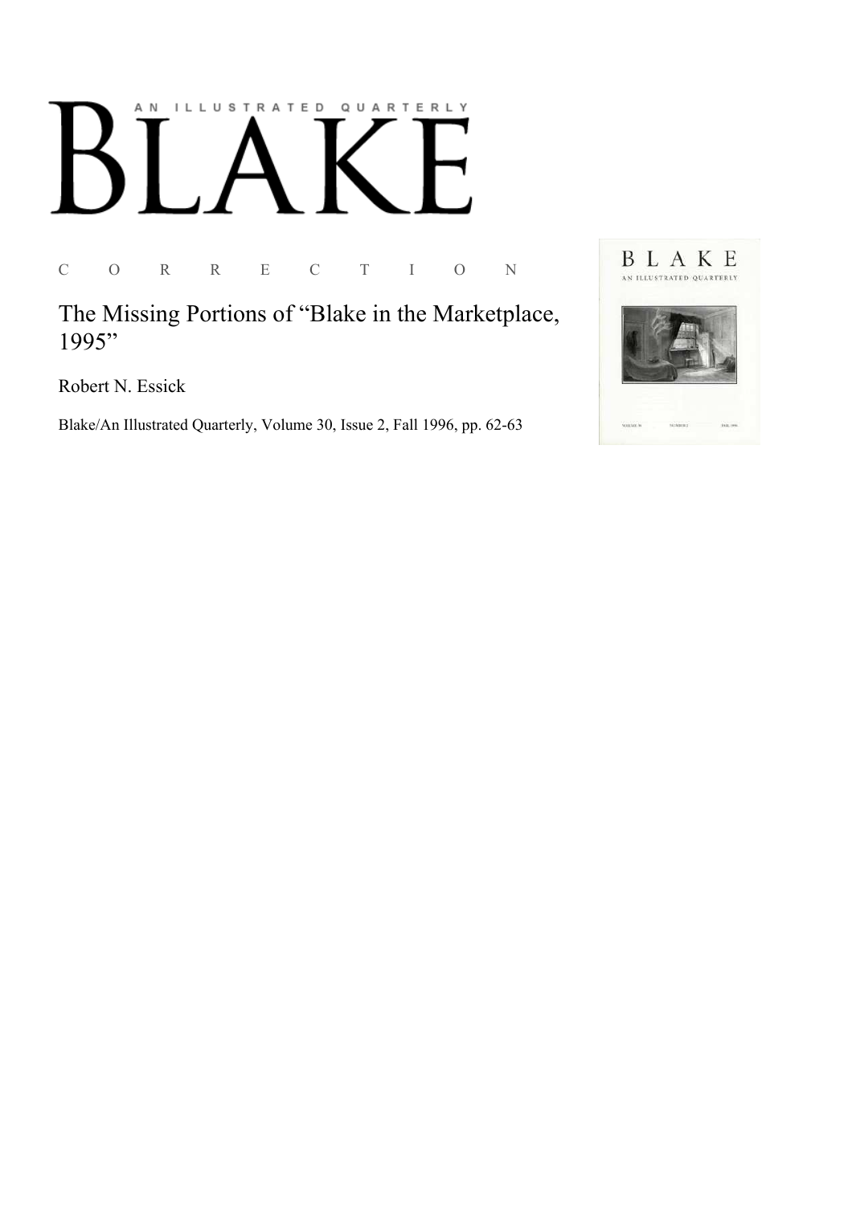AN ILLUSTRATED QUARTERLY

# BLAKE

C O R R E C T I O N

## The Missing Portions of "Blake in the Marketplace, 1995"

Robert N. Essick

Blake/An Illustrated Quarterly, Volume 30, Issue 2, Fall 1996, pp. 62-63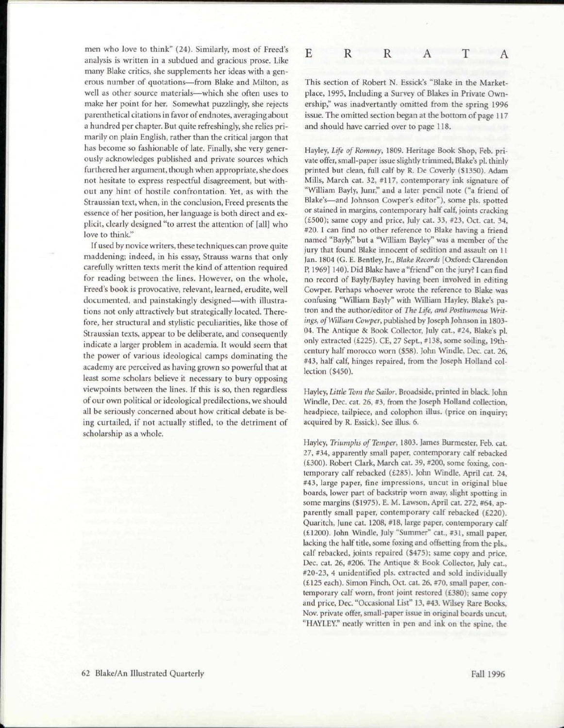men who love to think" (24). Similarly, most of Freed's analysis is written in a subdued and gracious prose. Like many Blake critics, she supplements her ideas with a generous number of quotations—from Blake and Milton, as well as other source materials—which she often uses to make her point for her. Somewhat puzzlingly, she rejects parenthetical citations in favor of endnotes, averaging about a hundred per chapter. But quite refreshingly, she relies primarily on plain English, rather than the critical jargon that has become so fashionable of late. Finally, she very generously acknowledges published and private sources which furthered her argument, though when appropriate, she does not hesitate to express respectful disagreement, but without any hint of hostile confrontation. Yet, as with the Straussian text, when, in the conclusion, Freed presents the essence of her position, her language is both direct and explicit, clearly designed "to arrest the attention of [all] who love to think."

If used by novice writers, these techniques can prove quite maddening; indeed, in his essay, Strauss warns that only carefully written texts merit the kind of attention required for reading between the lines. However, on the whole, Freed's book is provocative, relevant, learned, erudite, well documented, and painstakingly designed—with illustrations not only attractively but strategically located. Therefore, her structural and stylistic peculiarities, like those of Straussian texts, appear to be deliberate, and consequently indicate a larger problem in academia. It would seem that the power of various ideological camps dominating the academy are perceived as having grown so powerful that at least some scholars believe it necessary to bury opposing viewpoints between the lines. If this is so, then regardless of our own political or ideological predilections, we should all be seriously concerned about how critical debate is being curtailed, if not actually stifled, to the detriment of scholarship as a whole.

# E R R A T A

This section of Robert N. Essick's "Blake in the Marketplace, 1995, Including a Survey of Blakes in Private Ownership," was inadvertantly omitted from the spring 1996 issue. The omitted section began at the bottom of page 117 and should have carried over to page 118.

Hayley, *Life of Romney*, 1809. Heritage Book Shop, Feb. private offer, small-paper issue slightly trimmed, Blake's pl. thinly printed but clean, full calf by R. De Coverly ($1350). Adam Mills, March cat. 32, #117, contemporary ink signature of "William Bayly, Junr," and a later pencil note ("a friend of Blake's—and Johnson Cowper's editor"), some pls. spotted or stained in margins, contemporary half calf, joints cracking (£500); same copy and price, July cat. 33, #23, Oct. cat. 34, #20. I can find no other reference to Blake having a friend named "Bayly," but a "William Bayley" was a member of the jury that found Blake innocent of sedition and assault on 11 Jan. 1804 (G. E. Bentley, Jr., *Blake Records* [Oxford: Clarendon P, 1969] 140). Did Blake have a "friend" on the jury? I can find no record of Bayly/Bayley having been involved in editing Cowper. Perhaps whoever wrote the reference to Blake was confusing "William Bayly" with William Hayley, Blake's patron and the author/editor of *The Life, and Posthumous Writings, of William Cowper*, published by Joseph Johnson in 1803-04. The Antique & Book Collector, July cat., #24, Blake's pl. only extracted (£225). CE, 27 Sept., #138, some soiling, 19th-century half morocco worn ($58). John Windle, Dec. cat. 26, #43, half calf, hinges repaired, from the Joseph Holland collection ($450).

Hayley, *Little Tom the Sailor*. Broadside, printed in black. John Windle, Dec. cat. 26, #3, from the Joseph Holland collection, headpiece, tailpiece, and colophon illus. (price on inquiry; acquired by R. Essick). See illus. 6.

Hayley, *Triumphs of Temper*, 1803. James Burmester, Feb. cat. 27, #34, apparently small paper, contemporary calf rebacked (£300). Robert Clark, March cat. 39, #200, some foxing, contemporary calf rebacked (£285). John Windle, April cat. 24, #43, large paper, fine impressions, uncut in original blue boards, lower part of backstrip worn away, slight spotting in some margins ($1975). E. M. Lawson, April cat. 272, #64, apparently small paper, contemporary calf rebacked (£220). Quaritch, June cat. 1208, #18, large paper, contemporary calf (£1200). John Windle, July "Summer" cat., #31, small paper, lacking the half title, some foxing and offsetting from the pls., calf rebacked, joints repaired ($475); same copy and price, Dec. cat. 26, #206. The Antique & Book Collector, July cat., #20-23, 4 unidentified pls. extracted and sold individually (£125 each). Simon Finch, Oct. cat. 26, #70, small paper, contemporary calf worn, front joint restored (£380); same copy and price, Dec. "Occasional List" 13, #43. Wilsey Rare Books, Nov. private offer, small-paper issue in original boards uncut, "HAYLEY." neatly written in pen and ink on the spine, the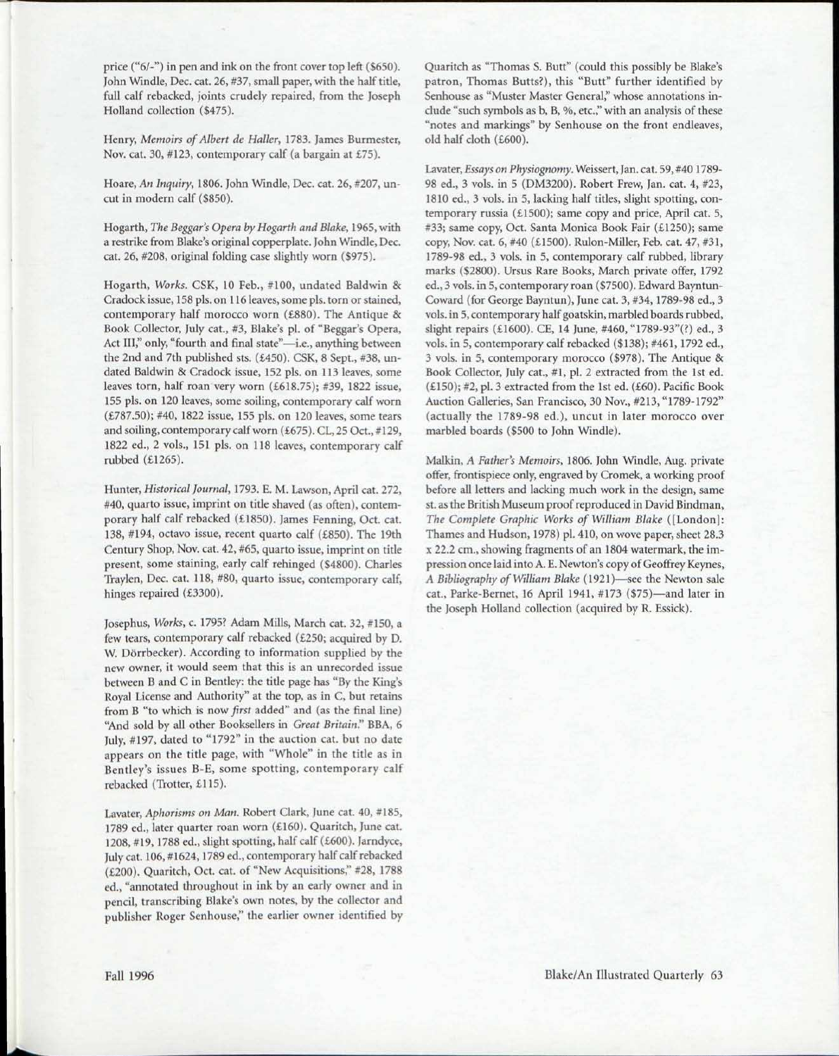price ("6/-") in pen and ink on the front cover top left ($650). John Windle, Dec. cat. 26, #37, small paper, with the half title, full calf rebacked, joints crudely repaired, from the Joseph Holland collection ($475).

Henry, *Memoirs of Albert de Haller*, 1783. James Burmester, Nov. cat. 30, #123, contemporary calf (a bargain at £75).

Hoare, *An Inquiry*, 1806. John Windle, Dec. cat. 26, #207, uncut in modern calf ($850).

Hogarth, *The Beggar's Opera by Hogarth and Blake*, 1965, with a restrike from Blake's original copperplate. John Windle, Dec. cat. 26, #208, original folding case slightly worn ($975).

Hogarth, *Works*. CSK, 10 Feb., #100, undated Baldwin & Cradock issue, 158 pls. on 116 leaves, some pls. torn or stained, contemporary half morocco worn (£880). The Antique & Book Collector, July cat., #3, Blake's pl. of "Beggar's Opera, Act III," only, "fourth and final state"—i.e., anything between the 2nd and 7th published sts. (£450). CSK, 8 Sept., #38, undated Baldwin & Cradock issue, 152 pls. on 113 leaves, some leaves torn, half roan very worn (£618.75); #39, 1822 issue, 155 pls. on 120 leaves, some soiling, contemporary calf worn (£787.50); #40, 1822 issue, 155 pls. on 120 leaves, some tears and soiling, contemporary calf worn (£675). CL, 25 Oct., #129, 1822 ed., 2 vols., 151 pls. on 118 leaves, contemporary calf rubbed (£1265).

Hunter, *Historical Journal*, 1793. E. M. Lawson, April cat. 272, #40, quarto issue, imprint on title shaved (as often), contemporary half calf rebacked (£1850). James Fenning, Oct. cat. 138, #194, octavo issue, recent quarto calf (£850). The 19th Century Shop, Nov. cat. 42, #65, quarto issue, imprint on title present, some staining, early calf rehinged ($4800). Charles Traylen, Dec. cat. 118, #80, quarto issue, contemporary calf, hinges repaired (£3300).

Josephus, *Works*, c. 1795? Adam Mills, March cat. 32, #150, a few tears, contemporary calf rebacked (£250; acquired by D. W. Dörrbecker). According to information supplied by the new owner, it would seem that this is an unrecorded issue between B and C in Bentley: the title page has "By the King's Royal License and Authority" at the top, as in C, but retains from B "to which is now *first* added" and (as the final line) "And sold by all other Booksellers in *Great Britain*." BBA, 6 July, #197, dated to "1792" in the auction cat. but no date appears on the title page, with "Whole" in the title as in Bentley's issues B-E, some spotting, contemporary calf rebacked (Trotter, £115).

Lavater, *Aphorisms on Man*. Robert Clark, June cat. 40, #185, 1789 ed., later quarter roan worn (£160). Quaritch, June cat. 1208, #19, 1788 ed., slight spotting, half calf (£600). Jarndyce, July cat. 106, #1624, 1789 ed., contemporary half calf rebacked (£200). Quaritch, Oct. cat. of "New Acquisitions," #28, 1788 ed., "annotated throughout in ink by an early owner and in pencil, transcribing Blake's own notes, by the collector and publisher Roger Senhouse," the earlier owner identified by Quaritch as "Thomas S. Butt" (could this possibly be Blake's patron, Thomas Butts?), this "Butt" further identified by Senhouse as "Muster Master General," whose annotations include "such symbols as b, B, %, etc.," with an analysis of these "notes and markings" by Senhouse on the front endleaves, old half cloth (£600).

Lavater, *Essays on Physiognomy*. Weissert, Jan. cat. 59, #40 1789-98 ed., 3 vols. in 5 (DM3200). Robert Frew, Jan. cat. 4, #23, 1810 ed., 3 vols. in 5, lacking half titles, slight spotting, contemporary russia (£1500); same copy and price, April cat. 5, #33; same copy, Oct. Santa Monica Book Fair (£1250); same copy, Nov. cat. 6, #40 (£1500). Rulon-Miller, Feb. cat. 47, #31, 1789-98 ed., 3 vols. in 5, contemporary calf rubbed, library marks ($2800). Ursus Rare Books, March private offer, 1792 ed., 3 vols. in 5, contemporary roan ($7500). Edward Bayntun-Coward (for George Bayntun), June cat. 3, #34, 1789-98 ed., 3 vols. in 5, contemporary half goatskin, marbled boards rubbed, slight repairs (£1600). CE, 14 June, #460, "1789-93"(?) ed., 3 vols. in 5, contemporary calf rebacked ($138); #461, 1792 ed., 3 vols. in 5, contemporary morocco ($978). The Antique & Book Collector, July cat., #1, pl. 2 extracted from the 1st ed. (£150); #2, pl. 3 extracted from the 1st ed. (£60). Pacific Book Auction Galleries, San Francisco, 30 Nov., #213, "1789-1792" (actually the 1789-98 ed.), uncut in later morocco over marbled boards ($500 to John Windle).

Malkin, *A Father's Memoirs*, 1806. John Windle, Aug. private offer, frontispiece only, engraved by Cromek, a working proof before all letters and lacking much work in the design, same st. as the British Museum proof reproduced in David Bindman, *The Complete Graphic Works of William Blake* ([London]: Thames and Hudson, 1978) pl. 410, on wove paper, sheet 28.3 x 22.2 cm., showing fragments of an 1804 watermark, the impression once laid into A. E. Newton's copy of Geoffrey Keynes, *A Bibliography of William Blake* (1921)—see the Newton sale cat., Parke-Bernet, 16 April 1941, #173 ($75)—and later in the Joseph Holland collection (acquired by R. Essick).